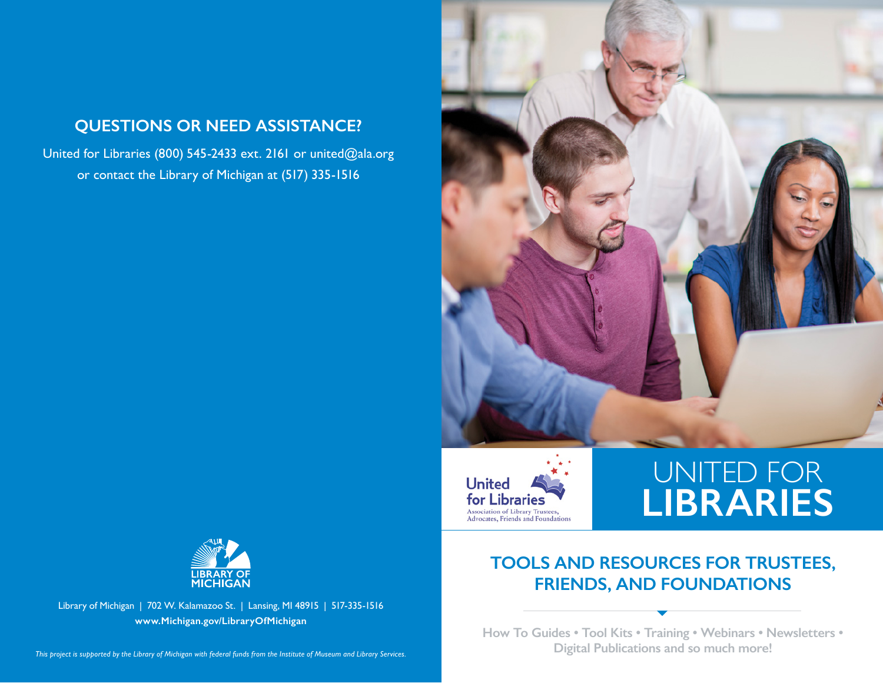## QUESTIONS OR NEED ASSISTANCE?

United for Libraries (800) 545-2433 ext. 2161 or united@ala.org
or contact the Library of Michigan at (517) 335-1516

LIBRARY OF MICHIGAN

Library of Michigan | 702 W. Kalamazoo St. | Lansing, MI 48915 | 517-335-1516
**www.Michigan.gov/LibraryOfMichigan**

*This project is supported by the Library of Michigan with federal funds from the Institute of Museum and Library Services.*

United for Libraries
Association of Library Trustees, Advocates, Friends and Foundations

# UNITED FOR LIBRARIES

## TOOLS AND RESOURCES FOR TRUSTEES, FRIENDS, AND FOUNDATIONS

How To Guides • Tool Kits • Training • Webinars • Newsletters • Digital Publications and so much more!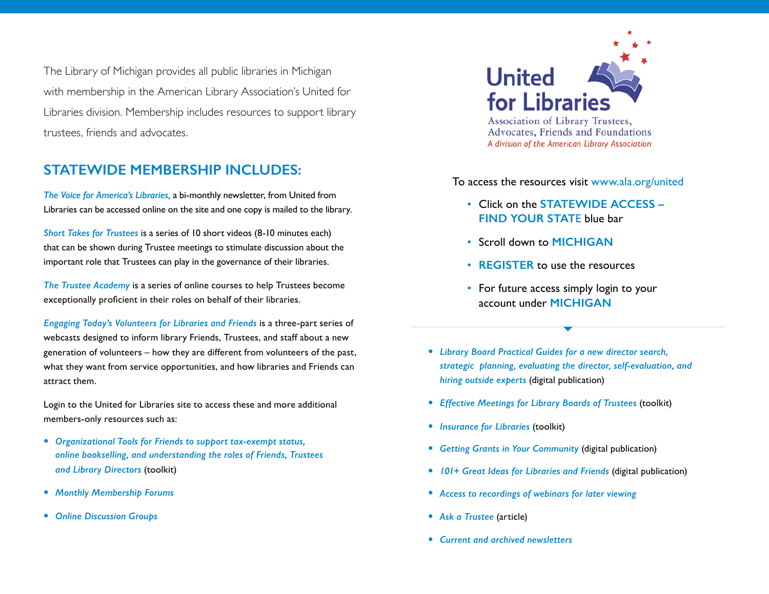The Library of Michigan provides all public libraries in Michigan with membership in the American Library Association's United for Libraries division. Membership includes resources to support library trustees, friends and advocates.

## STATEWIDE MEMBERSHIP INCLUDES:

*The Voice for America's Libraries,* a bi-monthly newsletter, from United from Libraries can be accessed online on the site and one copy is mailed to the library.

*Short Takes for Trustees* is a series of 10 short videos (8-10 minutes each) that can be shown during Trustee meetings to stimulate discussion about the important role that Trustees can play in the governance of their libraries.

*The Trustee Academy* is a series of online courses to help Trustees become exceptionally proficient in their roles on behalf of their libraries.

*Engaging Today's Volunteers for Libraries and Friends* is a three-part series of webcasts designed to inform library Friends, Trustees, and staff about a new generation of volunteers – how they are different from volunteers of the past, what they want from service opportunities, and how libraries and Friends can attract them.

Login to the United for Libraries site to access these and more additional members-only resources such as:

- *Organizational Tools for Friends to support tax-exempt status, online bookselling, and understanding the roles of Friends, Trustees and Library Directors* (toolkit)
- *Monthly Membership Forums*
- *Online Discussion Groups*
- *Library Board Practical Guides for a new director search, strategic planning, evaluating the director, self-evaluation, and hiring outside experts* (digital publication)
- *Effective Meetings for Library Boards of Trustees* (toolkit)
- *Insurance for Libraries* (toolkit)
- *Getting Grants in Your Community* (digital publication)
- *101+ Great Ideas for Libraries and Friends* (digital publication)
- *Access to recordings of webinars for later viewing*
- *Ask a Trustee* (article)
- *Current and archived newsletters*

**United for Libraries**
Association of Library Trustees, Advocates, Friends and Foundations
*A division of the American Library Association*

To access the resources visit www.ala.org/united

- Click on the **STATEWIDE ACCESS – FIND YOUR STATE** blue bar
- Scroll down to **MICHIGAN**
- **REGISTER** to use the resources
- For future access simply login to your account under **MICHIGAN**